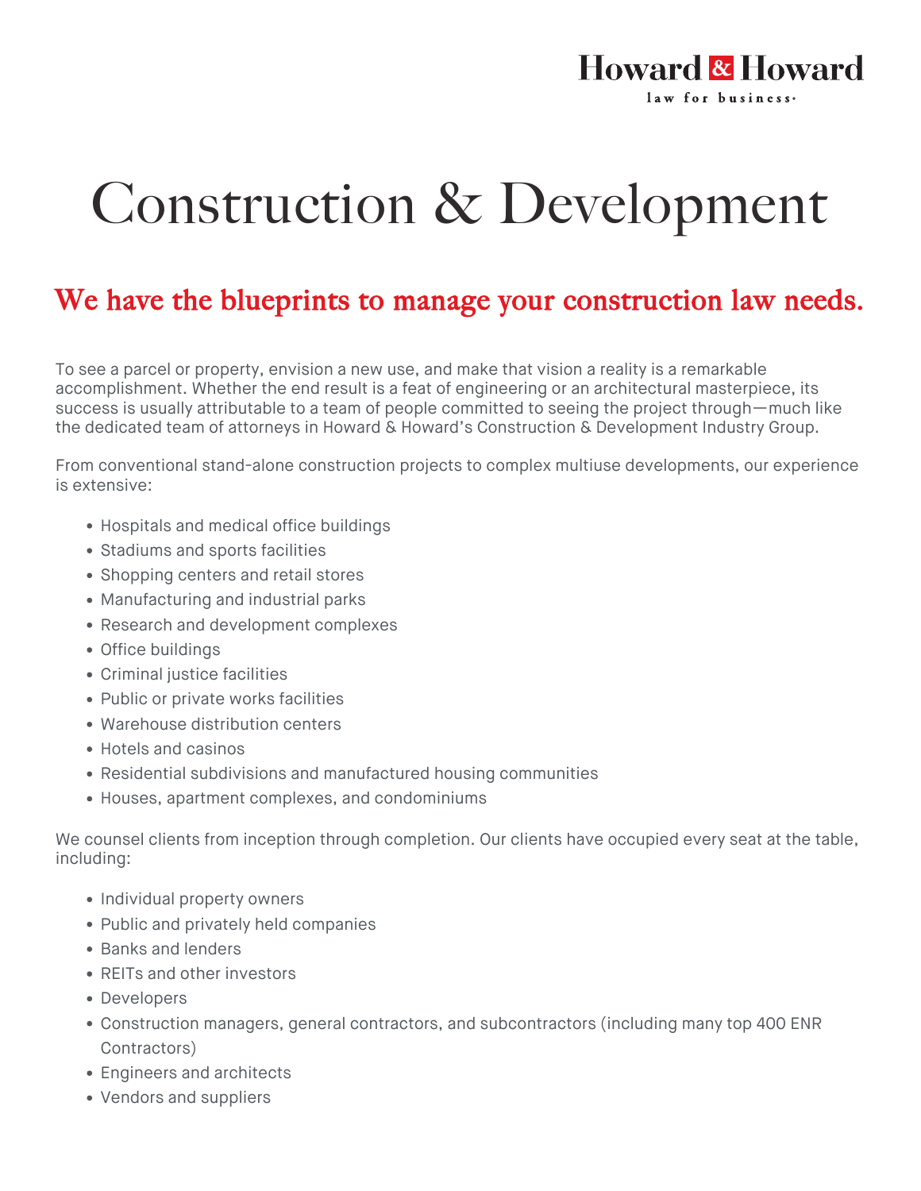Howard & Howard
law for business

# Construction & Development

## We have the blueprints to manage your construction law needs.

To see a parcel or property, envision a new use, and make that vision a reality is a remarkable accomplishment. Whether the end result is a feat of engineering or an architectural masterpiece, its success is usually attributable to a team of people committed to seeing the project through—much like the dedicated team of attorneys in Howard & Howard's Construction & Development Industry Group.

From conventional stand-alone construction projects to complex multiuse developments, our experience is extensive:

- Hospitals and medical office buildings
- Stadiums and sports facilities
- Shopping centers and retail stores
- Manufacturing and industrial parks
- Research and development complexes
- Office buildings
- Criminal justice facilities
- Public or private works facilities
- Warehouse distribution centers
- Hotels and casinos
- Residential subdivisions and manufactured housing communities
- Houses, apartment complexes, and condominiums

We counsel clients from inception through completion. Our clients have occupied every seat at the table, including:

- Individual property owners
- Public and privately held companies
- Banks and lenders
- REITs and other investors
- Developers
- Construction managers, general contractors, and subcontractors (including many top 400 ENR Contractors)
- Engineers and architects
- Vendors and suppliers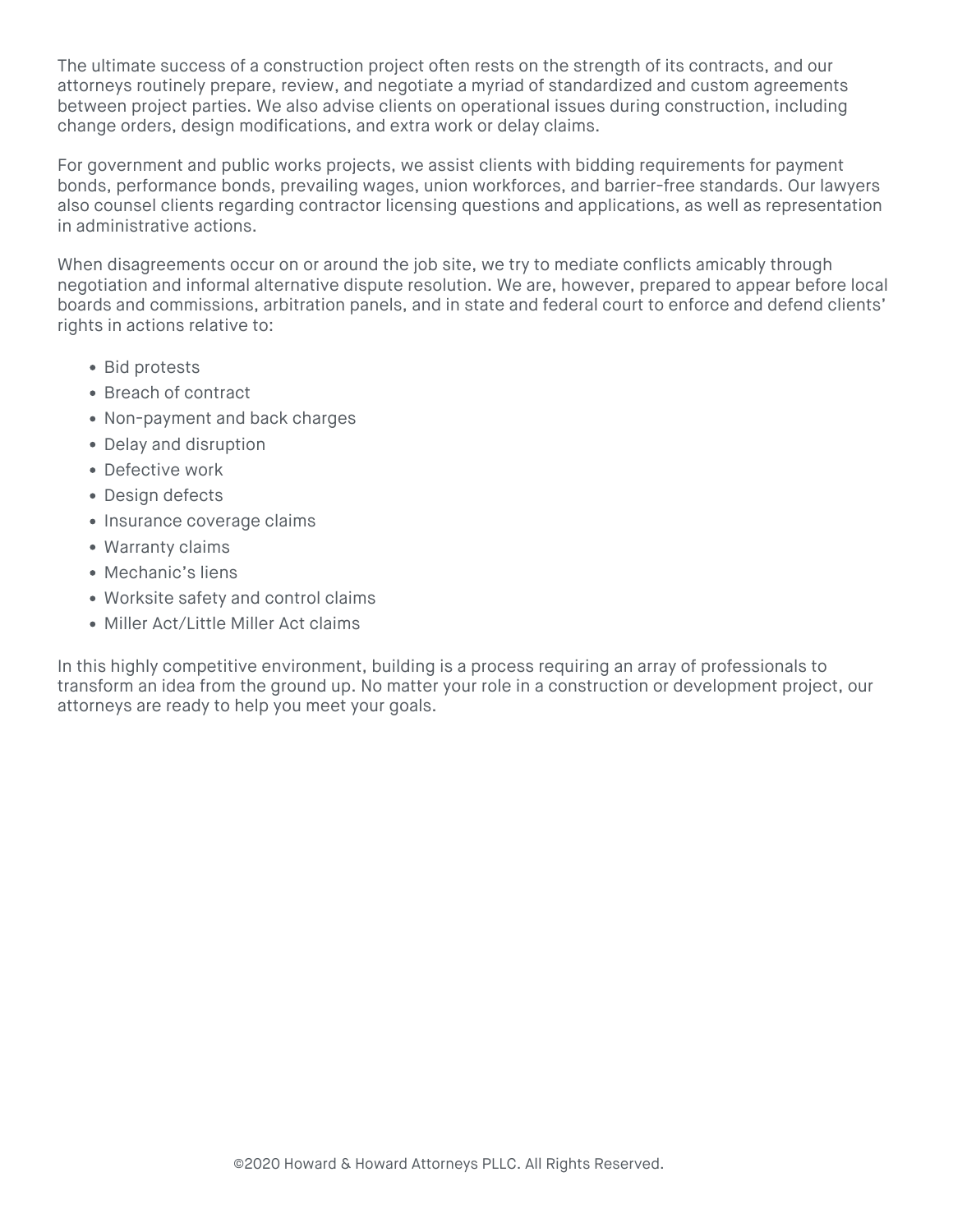The ultimate success of a construction project often rests on the strength of its contracts, and our attorneys routinely prepare, review, and negotiate a myriad of standardized and custom agreements between project parties. We also advise clients on operational issues during construction, including change orders, design modifications, and extra work or delay claims.

For government and public works projects, we assist clients with bidding requirements for payment bonds, performance bonds, prevailing wages, union workforces, and barrier-free standards. Our lawyers also counsel clients regarding contractor licensing questions and applications, as well as representation in administrative actions.

When disagreements occur on or around the job site, we try to mediate conflicts amicably through negotiation and informal alternative dispute resolution. We are, however, prepared to appear before local boards and commissions, arbitration panels, and in state and federal court to enforce and defend clients' rights in actions relative to:

- Bid protests
- Breach of contract
- Non-payment and back charges
- Delay and disruption
- Defective work
- Design defects
- Insurance coverage claims
- Warranty claims
- Mechanic's liens
- Worksite safety and control claims
- Miller Act/Little Miller Act claims

In this highly competitive environment, building is a process requiring an array of professionals to transform an idea from the ground up. No matter your role in a construction or development project, our attorneys are ready to help you meet your goals.

©2020 Howard & Howard Attorneys PLLC. All Rights Reserved.